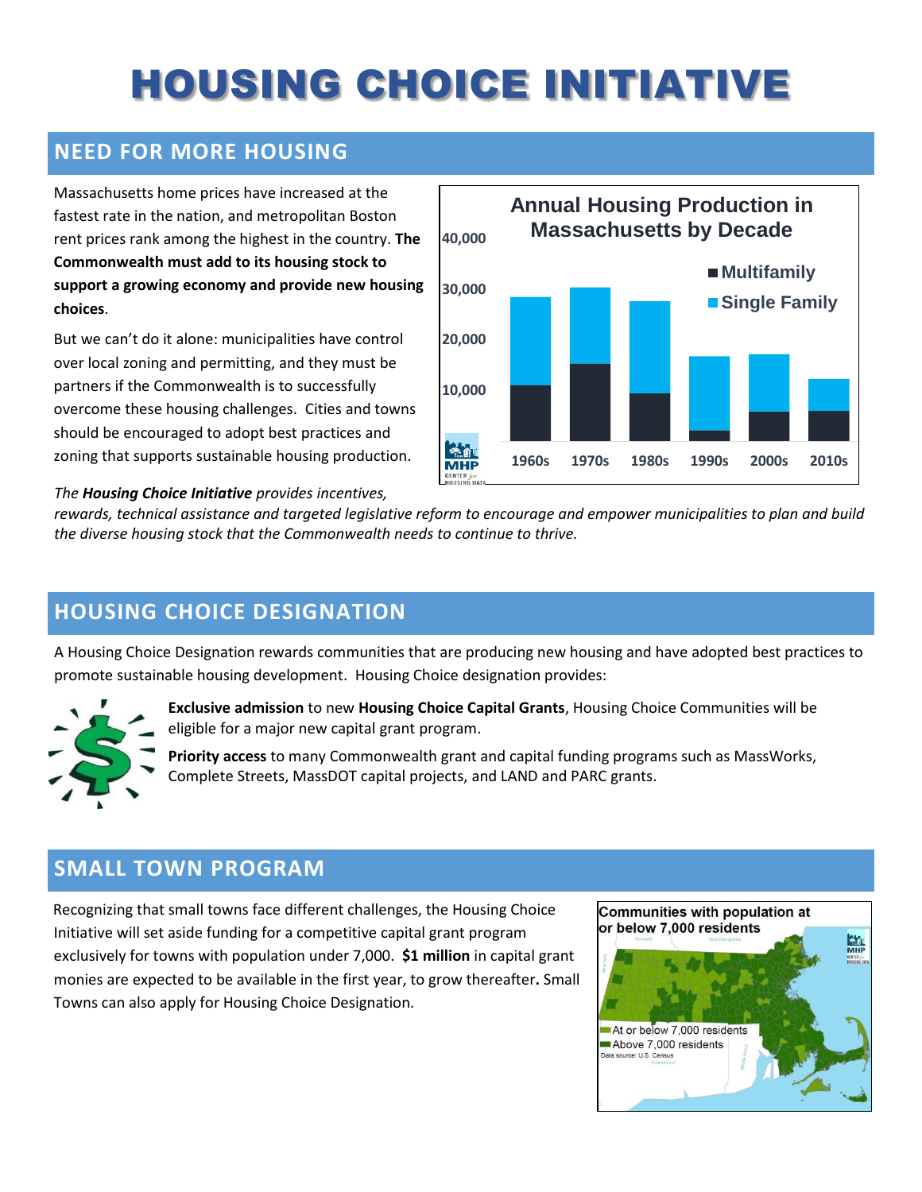# HOUSING CHOICE INITIATIVE

## NEED FOR MORE HOUSING

Massachusetts home prices have increased at the fastest rate in the nation, and metropolitan Boston rent prices rank among the highest in the country. **The Commonwealth must add to its housing stock to support a growing economy and provide new housing choices**.

But we can't do it alone: municipalities have control over local zoning and permitting, and they must be partners if the Commonwealth is to successfully overcome these housing challenges. Cities and towns should be encouraged to adopt best practices and zoning that supports sustainable housing production.

*The **Housing Choice Initiative** provides incentives, rewards, technical assistance and targeted legislative reform to encourage and empower municipalities to plan and build the diverse housing stock that the Commonwealth needs to continue to thrive.*

## HOUSING CHOICE DESIGNATION

A Housing Choice Designation rewards communities that are producing new housing and have adopted best practices to promote sustainable housing development. Housing Choice designation provides:

**Exclusive admission** to new **Housing Choice Capital Grants**, Housing Choice Communities will be eligible for a major new capital grant program.

**Priority access** to many Commonwealth grant and capital funding programs such as MassWorks, Complete Streets, MassDOT capital projects, and LAND and PARC grants.

## SMALL TOWN PROGRAM

Recognizing that small towns face different challenges, the Housing Choice Initiative will set aside funding for a competitive capital grant program exclusively for towns with population under 7,000. **$1 million** in capital grant monies are expected to be available in the first year, to grow thereafter**.** Small Towns can also apply for Housing Choice Designation.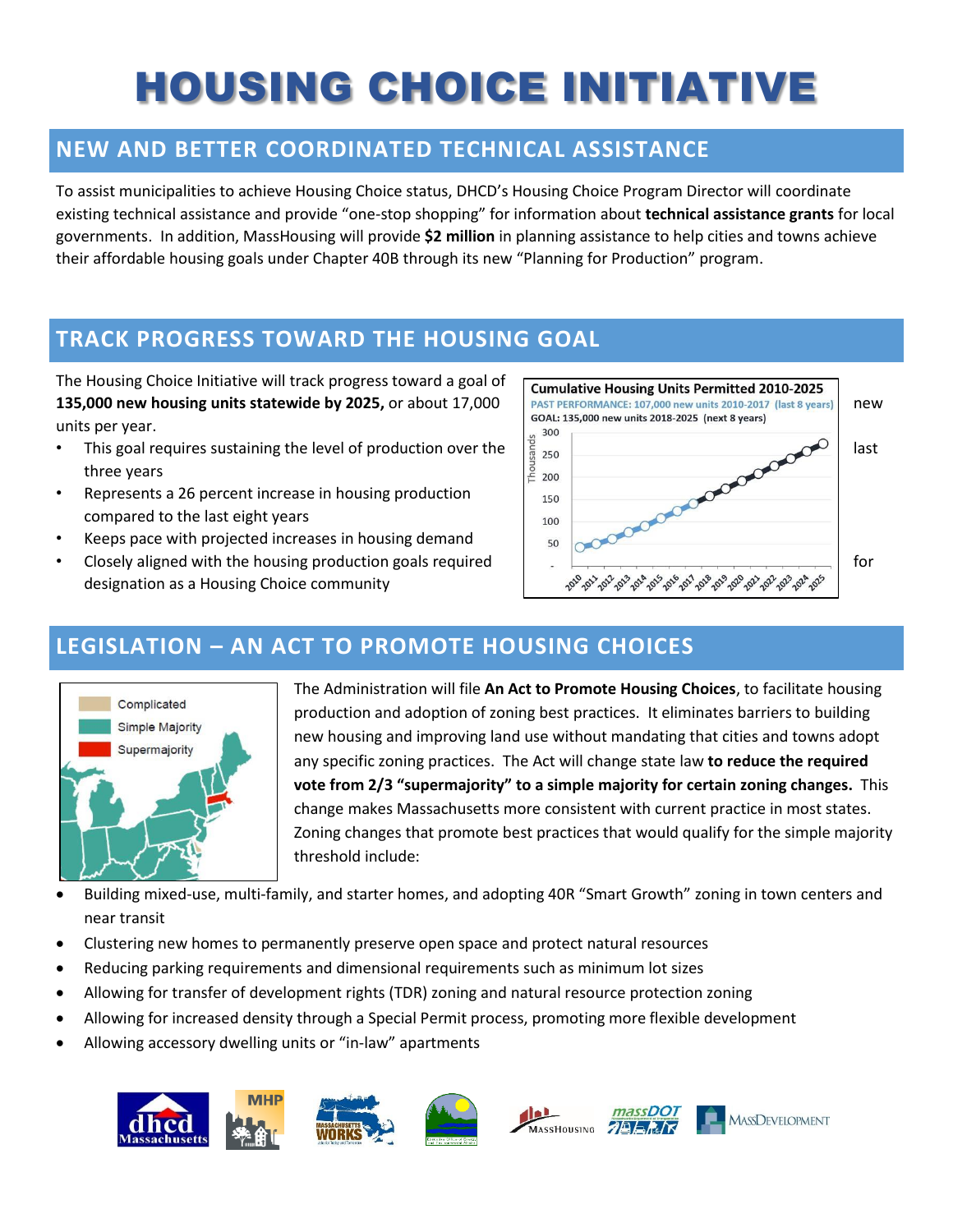# HOUSING CHOICE INITIATIVE

## NEW AND BETTER COORDINATED TECHNICAL ASSISTANCE

To assist municipalities to achieve Housing Choice status, DHCD's Housing Choice Program Director will coordinate existing technical assistance and provide "one-stop shopping" for information about **technical assistance grants** for local governments. In addition, MassHousing will provide **$2 million** in planning assistance to help cities and towns achieve their affordable housing goals under Chapter 40B through its new "Planning for Production" program.

## TRACK PROGRESS TOWARD THE HOUSING GOAL

The Housing Choice Initiative will track progress toward a goal of **135,000 new housing units statewide by 2025,** or about 17,000 new units per year.

- This goal requires sustaining the level of production over the last three years
- Represents a 26 percent increase in housing production compared to the last eight years
- Keeps pace with projected increases in housing demand
- Closely aligned with the housing production goals required for designation as a Housing Choice community

Cumulative Housing Units Permitted 2010-2025

PAST PERFORMANCE: 107,000 new units 2010-2017 (last 8 years)

GOAL: 135,000 new units 2018-2025 (next 8 years)

Thousands

300
250
200
150
100
50
-

2010 2011 2012 2013 2014 2015 2016 2017 2018 2019 2020 2021 2022 2023 2024 2025

## LEGISLATION – AN ACT TO PROMOTE HOUSING CHOICES

Complicated
Simple Majority
Supermajority

The Administration will file **An Act to Promote Housing Choices**, to facilitate housing production and adoption of zoning best practices. It eliminates barriers to building new housing and improving land use without mandating that cities and towns adopt any specific zoning practices. The Act will change state law **to reduce the required vote from 2/3 "supermajority" to a simple majority for certain zoning changes.** This change makes Massachusetts more consistent with current practice in most states. Zoning changes that promote best practices that would qualify for the simple majority threshold include:

- Building mixed-use, multi-family, and starter homes, and adopting 40R "Smart Growth" zoning in town centers and near transit
- Clustering new homes to permanently preserve open space and protect natural resources
- Reducing parking requirements and dimensional requirements such as minimum lot sizes
- Allowing for transfer of development rights (TDR) zoning and natural resource protection zoning
- Allowing for increased density through a Special Permit process, promoting more flexible development
- Allowing accessory dwelling units or "in-law" apartments